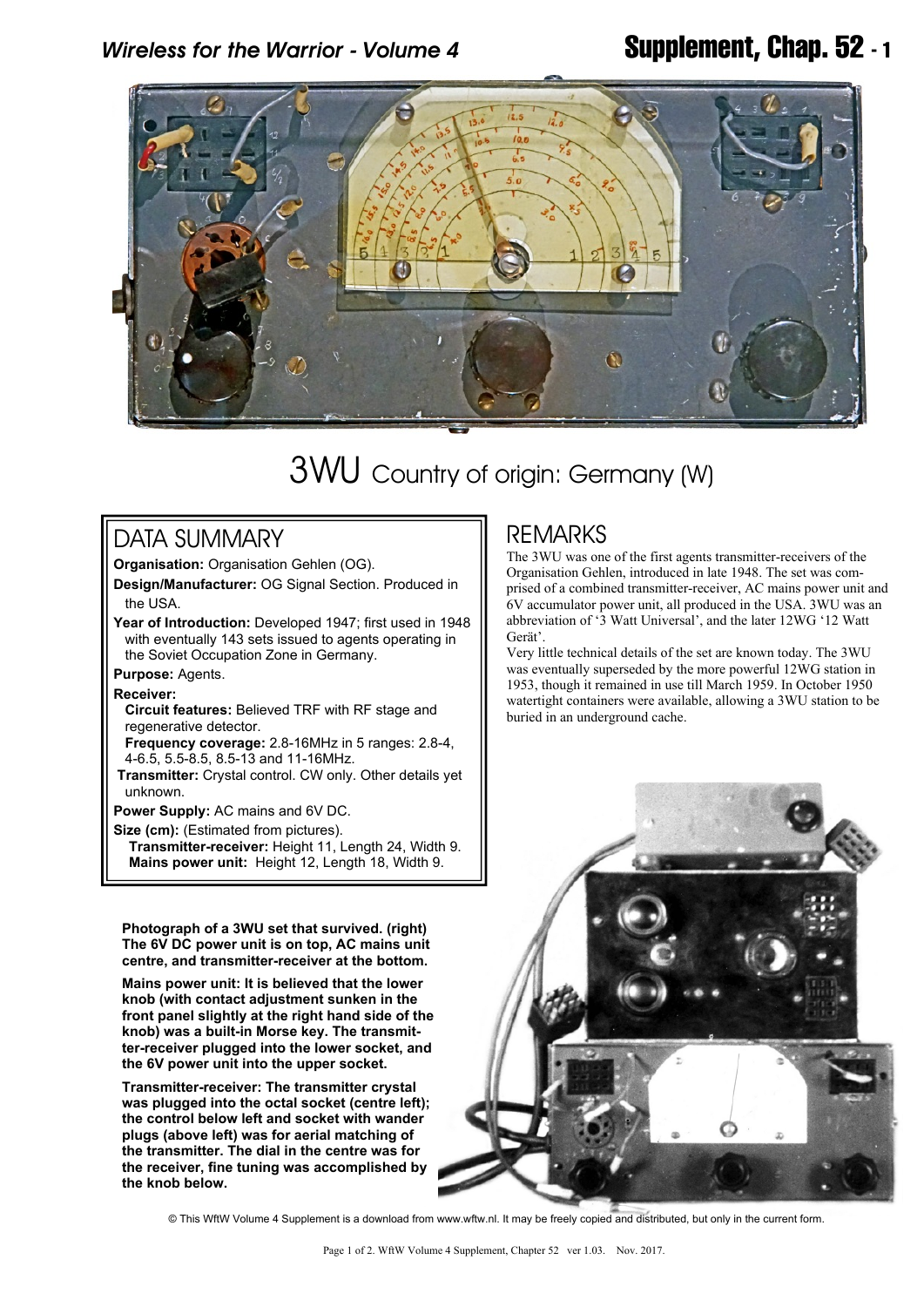# 3WU Country of origin: Germany (W)

## DATA SUMMARY

**Organisation:** Organisation Gehlen (OG).

**Design/Manufacturer:** OG Signal Section. Produced in the USA.

**Year of Introduction:** Developed 1947; first used in 1948 with eventually 143 sets issued to agents operating in the Soviet Occupation Zone in Germany.

**Purpose:** Agents.

**Receiver:**

**Circuit features:** Believed TRF with RF stage and regenerative detector.

**Frequency coverage:** 2.8-16MHz in 5 ranges: 2.8-4, 4-6.5, 5.5-8.5, 8.5-13 and 11-16MHz.

**Transmitter:** Crystal control. CW only. Other details yet unknown.

**Power Supply:** AC mains and 6V DC.

**Size (cm):** (Estimated from pictures).

**Transmitter-receiver:** Height 11, Length 24, Width 9.

**Mains power unit:** Height 12, Length 18, Width 9.

## REMARKS

The 3WU was one of the first agents transmitter-receivers of the Organisation Gehlen, introduced in late 1948. The set was comprised of a combined transmitter-receiver, AC mains power unit and 6V accumulator power unit, all produced in the USA. 3WU was an abbreviation of '3 Watt Universal', and the later 12WG '12 Watt Gerät'.

Very little technical details of the set are known today. The 3WU was eventually superseded by the more powerful 12WG station in 1953, though it remained in use till March 1959. In October 1950 watertight containers were available, allowing a 3WU station to be buried in an underground cache.

**Photograph of a 3WU set that survived. (right) The 6V DC power unit is on top, AC mains unit centre, and transmitter-receiver at the bottom.**

**Mains power unit: It is believed that the lower knob (with contact adjustment sunken in the front panel slightly at the right hand side of the knob) was a built-in Morse key. The transmitter-receiver plugged into the lower socket, and the 6V power unit into the upper socket.**

**Transmitter-receiver: The transmitter crystal was plugged into the octal socket (centre left); the control below left and socket with wander plugs (above left) was for aerial matching of the transmitter. The dial in the centre was for the receiver, fine tuning was accomplished by the knob below.**

© This WftW Volume 4 Supplement is a download from www.wftw.nl. It may be freely copied and distributed, but only in the current form.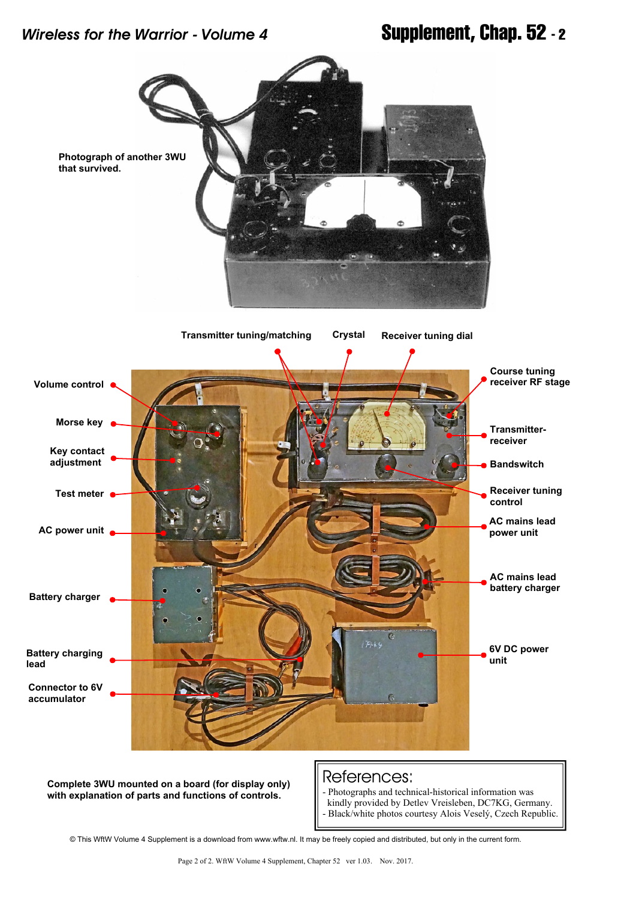Photograph of another 3WU that survived.

Transmitter tuning/matching

Crystal

Receiver tuning dial

Volume control

Morse key

Key contact adjustment

Test meter

AC power unit

Battery charger

Battery charging lead

Connector to 6V accumulator

Course tuning receiver RF stage

Transmitter-receiver

Bandswitch

Receiver tuning control

AC mains lead power unit

AC mains lead battery charger

6V DC power unit

**Complete 3WU mounted on a board (for display only) with explanation of parts and functions of controls.**

## References:

- Photographs and technical-historical information was kindly provided by Detlev Vreisleben, DC7KG, Germany.
- Black/white photos courtesy Alois Veselý, Czech Republic.

© This WftW Volume 4 Supplement is a download from www.wftw.nl. It may be freely copied and distributed, but only in the current form.